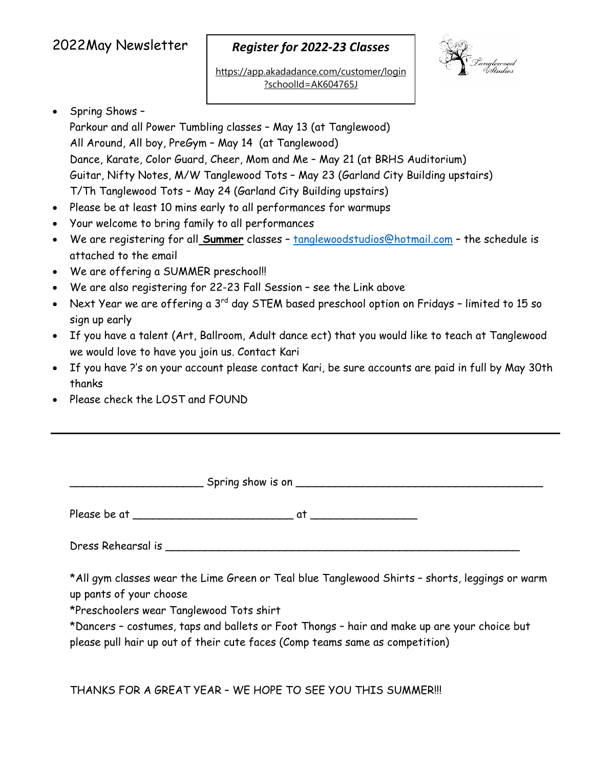# 2022May Newsletter

***Register for 2022-23 Classes***

https://app.akadadance.com/customer/login?schoolId=AK604765J

Tanglewood Studios

- Spring Shows –
  Parkour and all Power Tumbling classes – May 13 (at Tanglewood)
  All Around, All boy, PreGym – May 14 (at Tanglewood)
  Dance, Karate, Color Guard, Cheer, Mom and Me – May 21 (at BRHS Auditorium)
  Guitar, Nifty Notes, M/W Tanglewood Tots – May 23 (Garland City Building upstairs)
  T/Th Tanglewood Tots – May 24 (Garland City Building upstairs)
- Please be at least 10 mins early to all performances for warmups
- Your welcome to bring family to all performances
- We are registering for all **Summer** classes – tanglewoodstudios@hotmail.com – the schedule is attached to the email
- We are offering a SUMMER preschool!!
- We are also registering for 22-23 Fall Session – see the Link above
- Next Year we are offering a 3rd day STEM based preschool option on Fridays – limited to 15 so sign up early
- If you have a talent (Art, Ballroom, Adult dance ect) that you would like to teach at Tanglewood we would love to have you join us. Contact Kari
- If you have ?'s on your account please contact Kari, be sure accounts are paid in full by May 30th thanks
- Please check the LOST and FOUND

---

____________________ Spring show is on ______________________________________

Please be at ________________________ at ________________

Dress Rehearsal is _____________________________________________________

*All gym classes wear the Lime Green or Teal blue Tanglewood Shirts – shorts, leggings or warm up pants of your choose

*Preschoolers wear Tanglewood Tots shirt

*Dancers – costumes, taps and ballets or Foot Thongs – hair and make up are your choice but please pull hair up out of their cute faces (Comp teams same as competition)

THANKS FOR A GREAT YEAR – WE HOPE TO SEE YOU THIS SUMMER!!!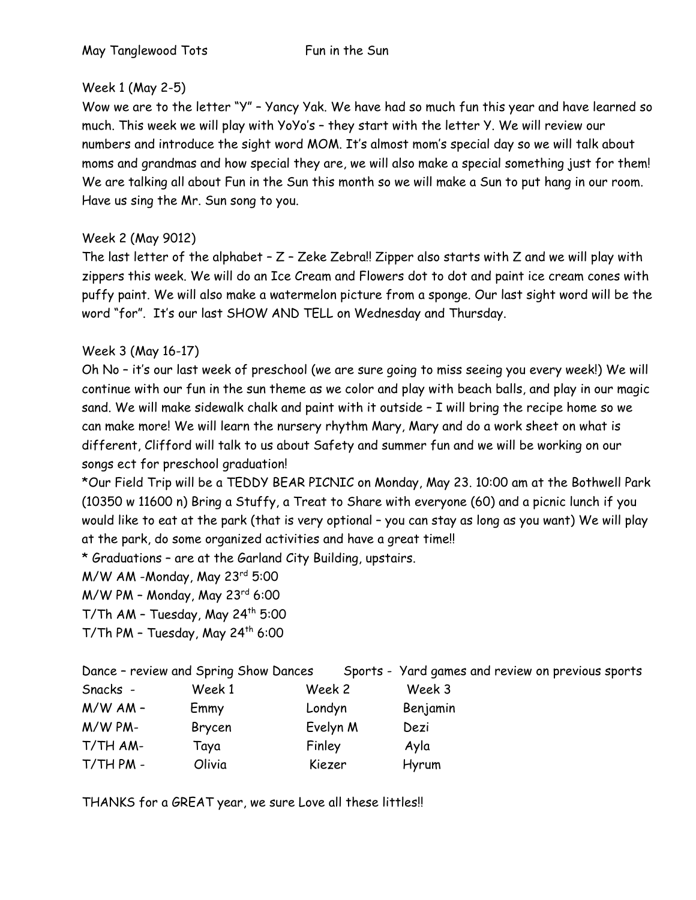May Tanglewood Tots Fun in the Sun

Week 1 (May 2-5)

Wow we are to the letter "Y" – Yancy Yak. We have had so much fun this year and have learned so much. This week we will play with YoYo's – they start with the letter Y. We will review our numbers and introduce the sight word MOM. It's almost mom's special day so we will talk about moms and grandmas and how special they are, we will also make a special something just for them! We are talking all about Fun in the Sun this month so we will make a Sun to put hang in our room. Have us sing the Mr. Sun song to you.

Week 2 (May 9012)

The last letter of the alphabet – Z – Zeke Zebra!! Zipper also starts with Z and we will play with zippers this week. We will do an Ice Cream and Flowers dot to dot and paint ice cream cones with puffy paint. We will also make a watermelon picture from a sponge. Our last sight word will be the word "for". It's our last SHOW AND TELL on Wednesday and Thursday.

Week 3 (May 16-17)

Oh No – it's our last week of preschool (we are sure going to miss seeing you every week!) We will continue with our fun in the sun theme as we color and play with beach balls, and play in our magic sand. We will make sidewalk chalk and paint with it outside – I will bring the recipe home so we can make more! We will learn the nursery rhythm Mary, Mary and do a work sheet on what is different, Clifford will talk to us about Safety and summer fun and we will be working on our songs ect for preschool graduation!

*Our Field Trip will be a TEDDY BEAR PICNIC on Monday, May 23. 10:00 am at the Bothwell Park (10350 w 11600 n) Bring a Stuffy, a Treat to Share with everyone (60) and a picnic lunch if you would like to eat at the park (that is very optional – you can stay as long as you want) We will play at the park, do some organized activities and have a great time!!

* Graduations – are at the Garland City Building, upstairs.

M/W AM -Monday, May 23rd 5:00

M/W PM – Monday, May 23rd 6:00

T/Th AM – Tuesday, May 24th 5:00

T/Th PM – Tuesday, May 24th 6:00

Dance – review and Spring Show Dances Sports - Yard games and review on previous sports

| Snacks - | Week 1 | Week 2 | Week 3 |
|---|---|---|---|
| M/W AM – | Emmy | Londyn | Benjamin |
| M/W PM- | Brycen | Evelyn M | Dezi |
| T/TH AM- | Taya | Finley | Ayla |
| T/TH PM - | Olivia | Kiezer | Hyrum |

THANKS for a GREAT year, we sure Love all these littles!!